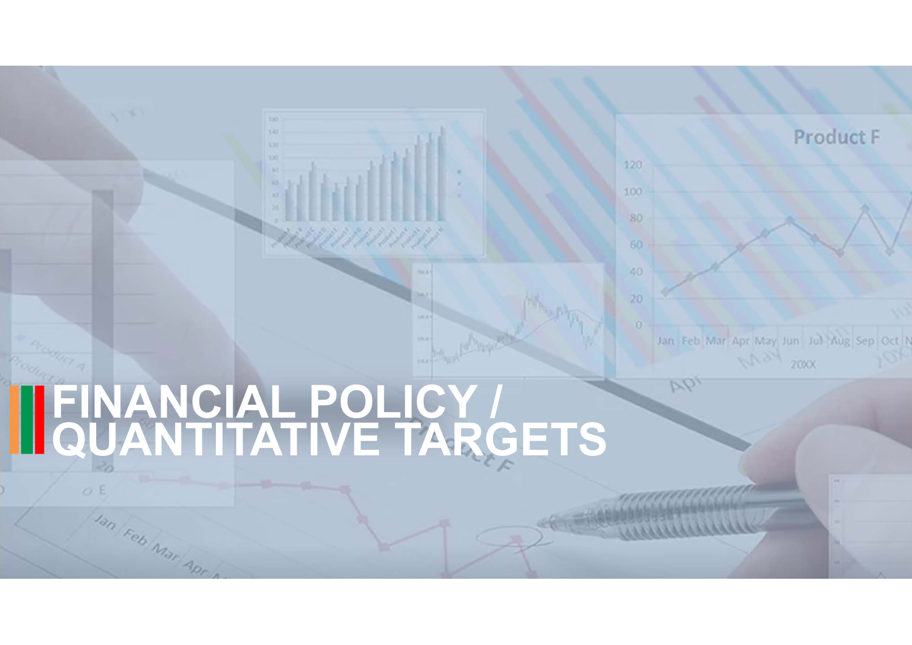# FINANCIAL POLICY / QUANTITATIVE TARGETS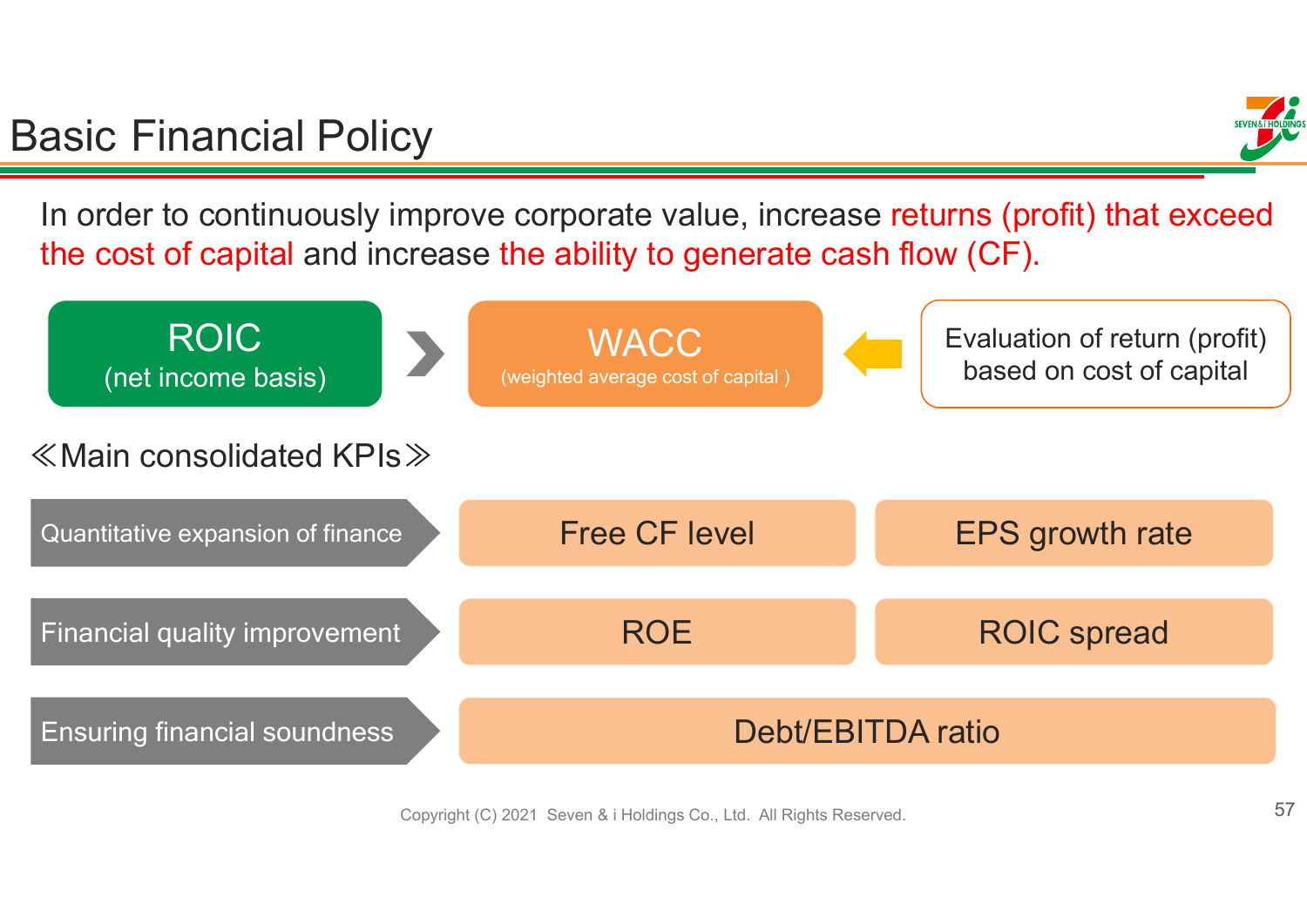# Basic Financial Policy

In order to continuously improve corporate value, increase returns (profit) that exceed the cost of capital and increase the ability to generate cash flow (CF).

**ROIC** (net income basis) > **WACC** (weighted average cost of capital) ← Evaluation of return (profit) based on cost of capital

≪Main consolidated KPIs≫

| | | |
|---|---|---|
| Quantitative expansion of finance | Free CF level | EPS growth rate |
| Financial quality improvement | ROE | ROIC spread |
| Ensuring financial soundness | Debt/EBITDA ratio | |

Copyright (C) 2021 Seven & i Holdings Co., Ltd. All Rights Reserved.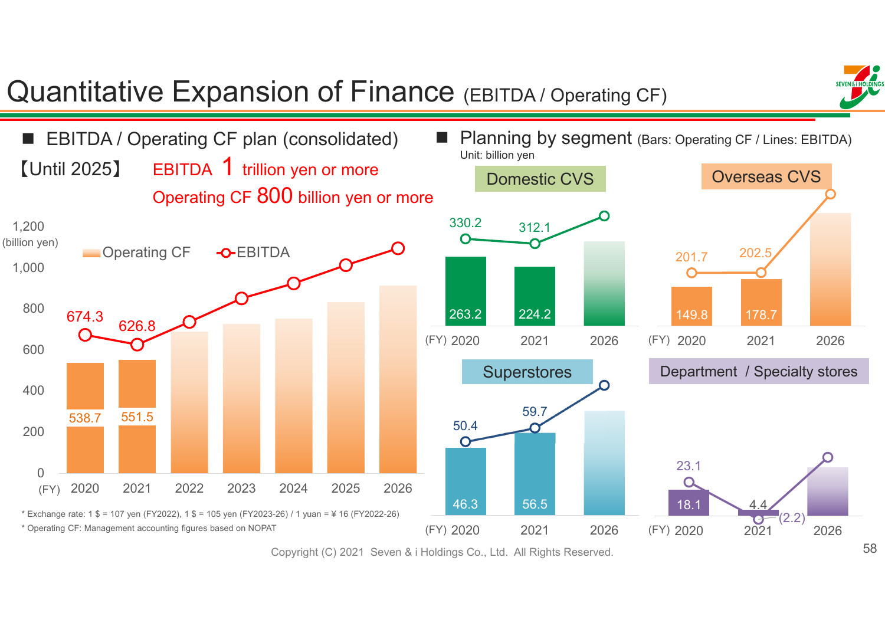# Quantitative Expansion of Finance (EBITDA / Operating CF)

## ■ EBITDA / Operating CF plan (consolidated)

【Until 2025】 EBITDA 1 trillion yen or more
Operating CF 800 billion yen or more

(billion yen)

| (FY) | 2020 | 2021 | 2022 | 2023 | 2024 | 2025 | 2026 |
|---|---|---|---|---|---|---|---|
| Operating CF | 538.7 | 551.5 | | | | | |
| EBITDA | 674.3 | 626.8 | | | | | |

\* Exchange rate: 1 $ = 107 yen (FY2022), 1 $ = 105 yen (FY2023-26) / 1 yuan = ¥ 16 (FY2022-26)
\* Operating CF: Management accounting figures based on NOPAT

## ■ Planning by segment (Bars: Operating CF / Lines: EBITDA)

Unit: billion yen

### Domestic CVS

| (FY) | 2020 | 2021 | 2026 |
|---|---|---|---|
| Operating CF | 263.2 | 224.2 | |
| EBITDA | 330.2 | 312.1 | |

### Overseas CVS

| (FY) | 2020 | 2021 | 2026 |
|---|---|---|---|
| Operating CF | 149.8 | 178.7 | |
| EBITDA | 201.7 | 202.5 | |

### Superstores

| (FY) | 2020 | 2021 | 2026 |
|---|---|---|---|
| Operating CF | 46.3 | 56.5 | |
| EBITDA | 50.4 | 59.7 | |

### Department / Specialty stores

| (FY) | 2020 | 2021 | 2026 |
|---|---|---|---|
| Operating CF | 18.1 | (2.2) | |
| EBITDA | 23.1 | 4.4 | |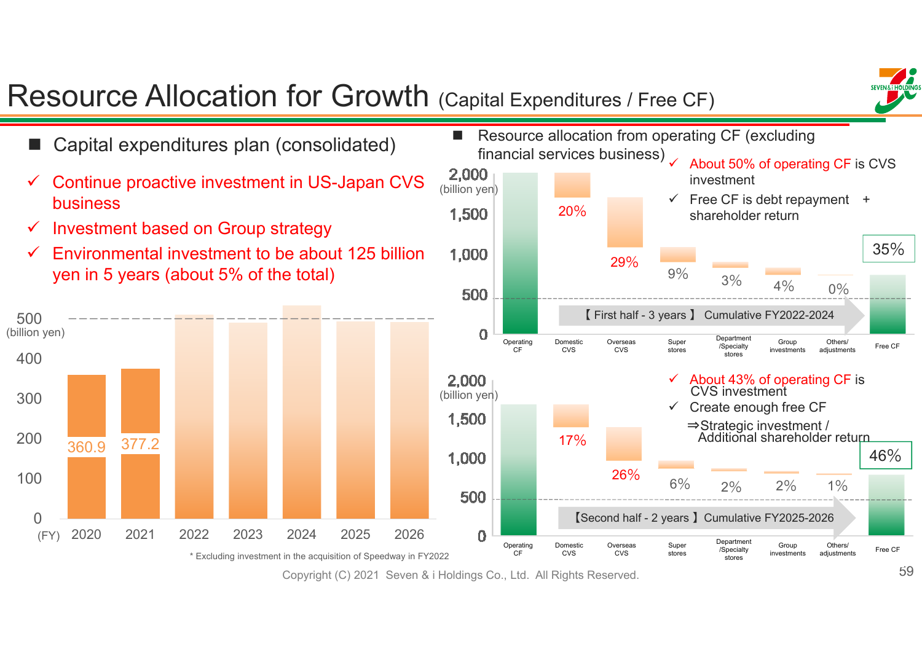# Resource Allocation for Growth (Capital Expenditures / Free CF)

## ■ Capital expenditures plan (consolidated)

- ✓ Continue proactive investment in US-Japan CVS business
- ✓ Investment based on Group strategy
- ✓ Environmental investment to be about 125 billion yen in 5 years (about 5% of the total)

(billion yen)

| (FY) | 2020 | 2021 | 2022 | 2023 | 2024 | 2025 | 2026 |
|---|---|---|---|---|---|---|---|
| Capital expenditures | 360.9 | 377.2 | | | | | |

\* Excluding investment in the acquisition of Speedway in FY2022

## ■ Resource allocation from operating CF (excluding financial services business)

**【First half - 3 years】 Cumulative FY2022-2024**

- ✓ About 50% of operating CF is CVS investment
- ✓ Free CF is debt repayment + shareholder return

| Operating CF | Domestic CVS | Overseas CVS | Super stores | Department /Specialty stores | Group investments | Others/ adjustments | Free CF |
|---|---|---|---|---|---|---|---|
| | 20% | 29% | 9% | 3% | 4% | 0% | 35% |

**【Second half - 2 years】 Cumulative FY2025-2026**

- ✓ About 43% of operating CF is CVS investment
- ✓ Create enough free CF
  ⇒Strategic investment / Additional shareholder return

| Operating CF | Domestic CVS | Overseas CVS | Super stores | Department /Specialty stores | Group investments | Others/ adjustments | Free CF |
|---|---|---|---|---|---|---|---|
| | 17% | 26% | 6% | 2% | 2% | 1% | 46% |

Copyright (C) 2021 Seven & i Holdings Co., Ltd. All Rights Reserved.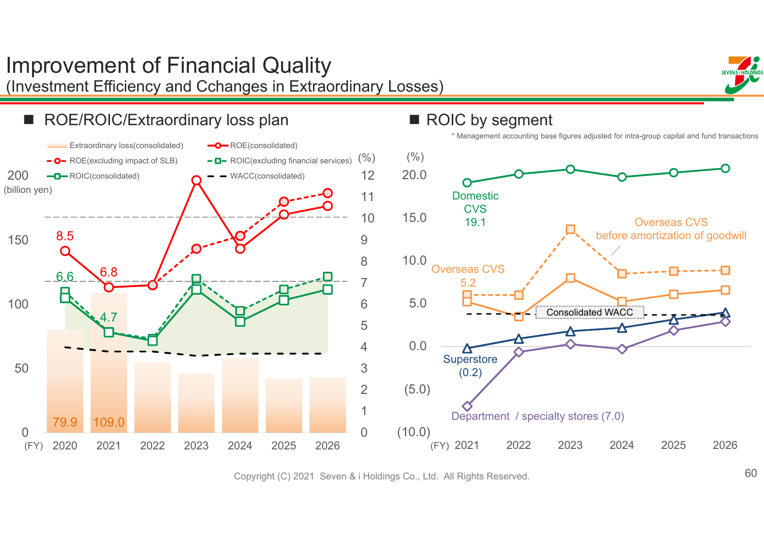# Improvement of Financial Quality

(Investment Efficiency and Cchanges in Extraordinary Losses)

## ■ ROE/ROIC/Extraordinary loss plan

Legend: Extraordinary loss(consolidated); ROE(consolidated); ROE(excluding impact of SLB); ROIC(excluding financial services); ROIC(consolidated); WACC(consolidated)

Left axis: 200, 150, 100, 50, 0 (billion yen). Right axis: 12, 11, 10, 9, 8, 7, 6, 5, 4, 3, 2, 1, 0 (%)

(FY) 2020, 2021, 2022, 2023, 2024, 2025, 2026

Labels: 8.5, 6.8, 6.6, 4.7, 79.9, 109.0

## ■ ROIC by segment

\* Management accounting base figures adjusted for intra-group capital and fund transactions

(%) 20.0, 15.0, 10.0, 5.0, 0.0, (5.0), (10.0)

(FY) 2021, 2022, 2023, 2024, 2025, 2026

- Domestic CVS 19.1
- Overseas CVS before amortization of goodwill
- Overseas CVS 5.2
- Consolidated WACC
- Superstore (0.2)
- Department / specialty stores (7.0)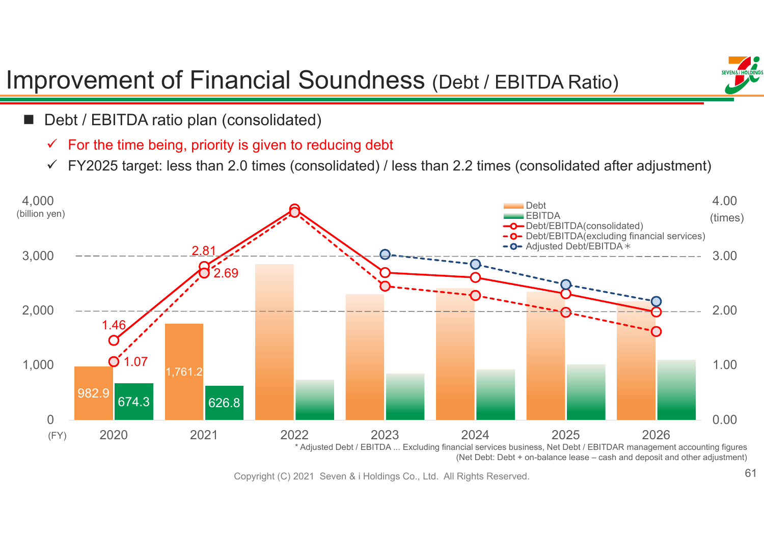# Improvement of Financial Soundness (Debt / EBITDA Ratio)

- Debt / EBITDA ratio plan (consolidated)
  - ✓ For the time being, priority is given to reducing debt
  - ✓ FY2025 target: less than 2.0 times (consolidated) / less than 2.2 times (consolidated after adjustment)

| (FY) | 2020 | 2021 |
|---|---|---|
| Debt (billion yen) | 982.9 | 1,761.2 |
| EBITDA (billion yen) | 674.3 | 626.8 |
| Debt/EBITDA (consolidated) (times) | 1.46 | 2.81 |
| Debt/EBITDA (excluding financial services) (times) | 1.07 | 2.69 |

Legend: Debt / EBITDA / Debt/EBITDA(consolidated) / Debt/EBITDA(excluding financial services) / Adjusted Debt/EBITDA＊

\* Adjusted Debt / EBITDA ... Excluding financial services business, Net Debt / EBITDAR management accounting figures
(Net Debt: Debt + on-balance lease – cash and deposit and other adjustment)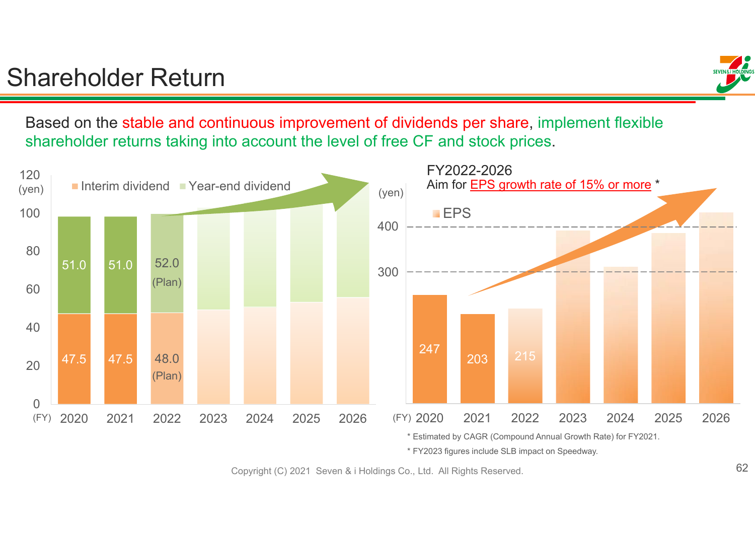# Shareholder Return

Based on the stable and continuous improvement of dividends per share, implement flexible shareholder returns taking into account the level of free CF and stock prices.

| (FY) | 2020 | 2021 | 2022 | 2023 | 2024 | 2025 | 2026 |
|---|---|---|---|---|---|---|---|
| Interim dividend (yen) | 47.5 | 47.5 | 48.0 (Plan) | | | | |
| Year-end dividend (yen) | 51.0 | 51.0 | 52.0 (Plan) | | | | |

FY2022-2026
Aim for EPS growth rate of 15% or more *

| (FY) | 2020 | 2021 | 2022 | 2023 | 2024 | 2025 | 2026 |
|---|---|---|---|---|---|---|---|
| EPS (yen) | 247 | 203 | 215 | | | | |

* Estimated by CAGR (Compound Annual Growth Rate) for FY2021.

* FY2023 figures include SLB impact on Speedway.

Copyright (C) 2021 Seven & i Holdings Co., Ltd. All Rights Reserved.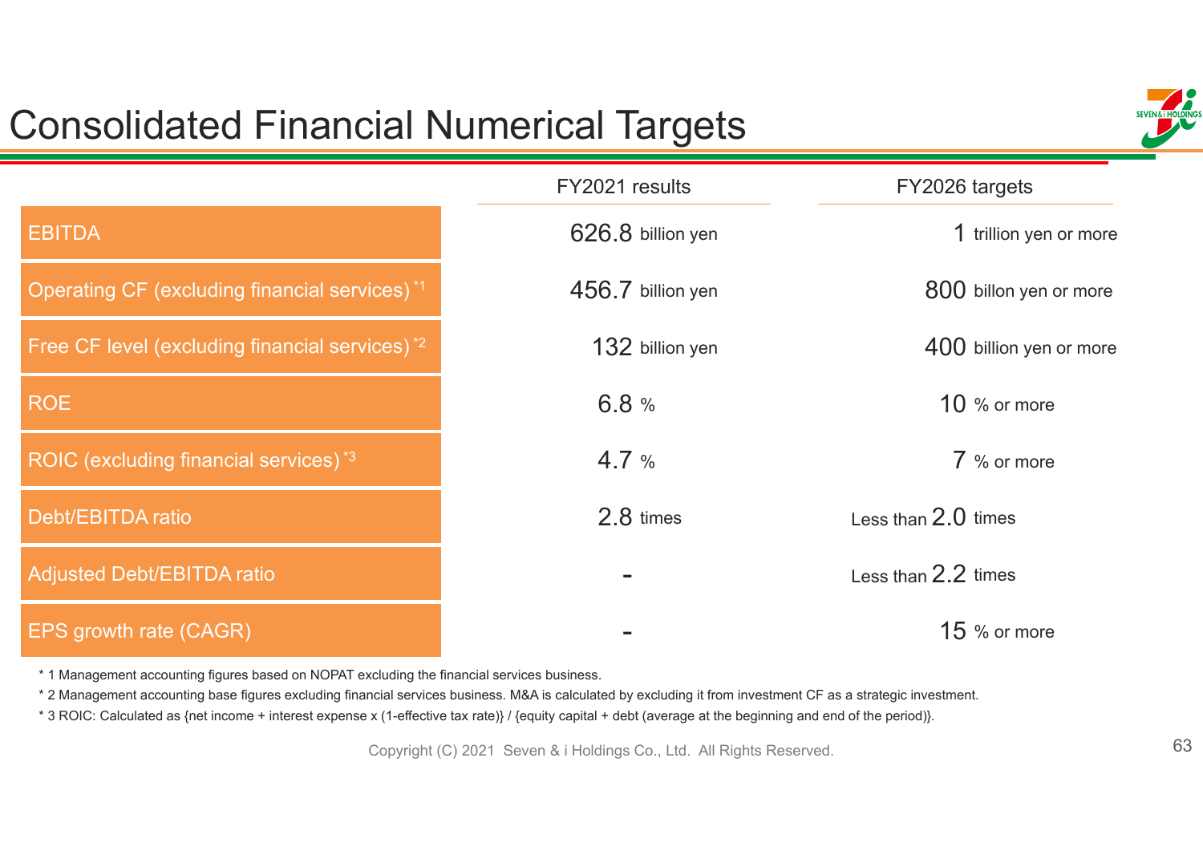# Consolidated Financial Numerical Targets

| | FY2021 results | FY2026 targets |
|---|---|---|
| EBITDA | 626.8 billion yen | 1 trillion yen or more |
| Operating CF (excluding financial services) *1 | 456.7 billion yen | 800 billon yen or more |
| Free CF level (excluding financial services) *2 | 132 billion yen | 400 billion yen or more |
| ROE | 6.8 % | 10 % or more |
| ROIC (excluding financial services) *3 | 4.7 % | 7 % or more |
| Debt/EBITDA ratio | 2.8 times | Less than 2.0 times |
| Adjusted Debt/EBITDA ratio | - | Less than 2.2 times |
| EPS growth rate (CAGR) | - | 15 % or more |

\* 1 Management accounting figures based on NOPAT excluding the financial services business.

\* 2 Management accounting base figures excluding financial services business. M&A is calculated by excluding it from investment CF as a strategic investment.

\* 3 ROIC: Calculated as {net income + interest expense x (1-effective tax rate)} / {equity capital + debt (average at the beginning and end of the period)}.

Copyright (C) 2021 Seven & i Holdings Co., Ltd. All Rights Reserved.